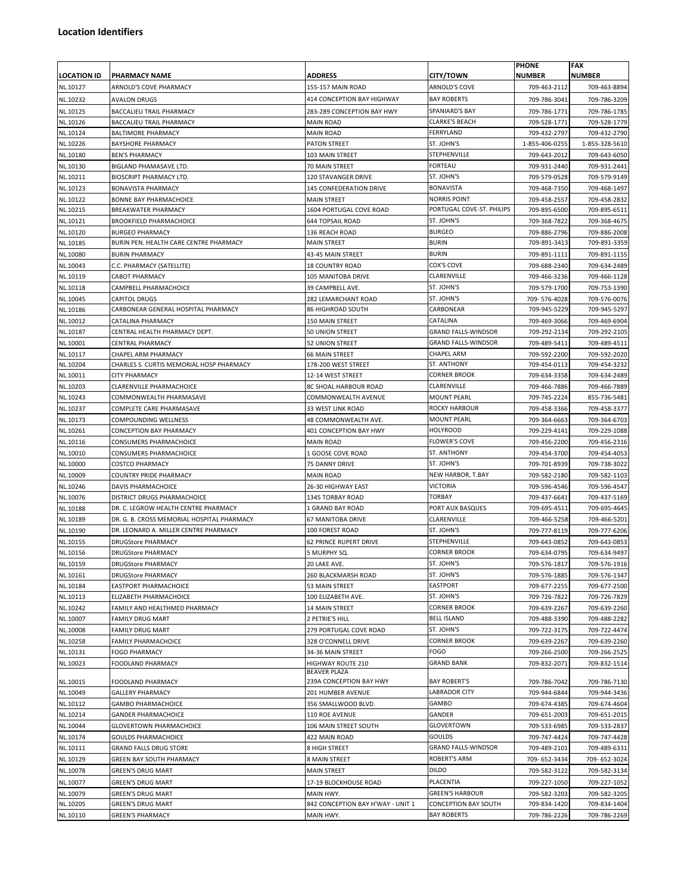## Location Identifiers

| LOCATION ID | PHARMACY NAME | ADDRESS | CITY/TOWN | PHONE NUMBER | FAX NUMBER |
|---|---|---|---|---|---|
| NL.10127 | ARNOLD'S COVE PHARMACY | 155-157 MAIN ROAD | ARNOLD'S COVE | 709-463-2112 | 709-463-8894 |
| NL.10232 | AVALON DRUGS | 414 CONCEPTION BAY HIGHWAY | BAY ROBERTS | 709-786-3041 | 709-786-3209 |
| NL.10125 | BACCALIEU TRAIL PHARMACY | 283-289 CONCEPTION BAY HWY | SPANIARD'S BAY | 709-786-1771 | 709-786-1785 |
| NL.10126 | BACCALIEU TRAIL PHARMACY | MAIN ROAD | CLARKE'S BEACH | 709-528-1771 | 709-528-1779 |
| NL.10124 | BALTIMORE PHARMACY | MAIN ROAD | FERRYLAND | 709-432-2797 | 709-432-2790 |
| NL.10226 | BAYSHORE PHARMACY | PATON STREET | ST. JOHN'S | 1-855-406-0255 | 1-855-328-5610 |
| NL.10180 | BEN'S PHARMACY | 103 MAIN STREET | STEPHENVILLE | 709-643-2012 | 709-643-6050 |
| NL.10130 | BIGLAND PHAMASAVE LTD. | 70 MAIN STREET | FORTEAU | 709-931-2440 | 709-931-2441 |
| NL.10211 | BIOSCRIPT PHARMACY LTD. | 120 STAVANGER DRIVE | ST. JOHN'S | 709-579-0528 | 709-579-9149 |
| NL.10123 | BONAVISTA PHARMACY | 145 CONFEDERATION DRIVE | BONAVISTA | 709-468-7350 | 709-468-1497 |
| NL.10122 | BONNE BAY PHARMACHOICE | MAIN STREET | NORRIS POINT | 709-458-2557 | 709-458-2832 |
| NL.10215 | BREAKWATER PHARMACY | 1604 PORTUGAL COVE ROAD | PORTUGAL COVE-ST. PHILIPS | 709-895-6500 | 709-895-6511 |
| NL.10121 | BROOKFIELD PHARMACHOICE | 644 TOPSAIL ROAD | ST. JOHN'S | 709-368-7822 | 709-368-4675 |
| NL.10120 | BURGEO PHARMACY | 136 REACH ROAD | BURGEO | 709-886-2796 | 709-886-2008 |
| NL.10185 | BURIN PEN. HEALTH CARE CENTRE PHARMACY | MAIN STREET | BURIN | 709-891-3413 | 709-891-3359 |
| NL.10080 | BURIN PHARMACY | 43-45 MAIN STREET | BURIN | 709-891-1111 | 709-891-1155 |
| NL.10043 | C.C. PHARMACY (SATELLITE) | 18 COUNTRY ROAD | COX'S COVE | 709-688-2340 | 709-634-2489 |
| NL.10119 | CABOT PHARMACY | 105 MANITOBA DRIVE | CLARENVILLE | 709-466-3236 | 709-466-1128 |
| NL.10118 | CAMPBELL PHARMACHOICE | 39 CAMPBELL AVE. | ST. JOHN'S | 709-579-1700 | 709-753-1390 |
| NL.10045 | CAPITOL DRUGS | 282 LEMARCHANT ROAD | ST. JOHN'S | 709- 576-4028 | 709-576-0076 |
| NL.10186 | CARBONEAR GENERAL HOSPITAL PHARMACY | 86 HIGHROAD SOUTH | CARBONEAR | 709-945-5229 | 709-945-5297 |
| NL.10012 | CATALINA PHARMACY | 150 MAIN STREET | CATALINA | 709-469-3066 | 709-469-6904 |
| NL.10187 | CENTRAL HEALTH PHARMACY DEPT. | 50 UNION STREET | GRAND FALLS-WINDSOR | 709-292-2134 | 709-292-2105 |
| NL.10001 | CENTRAL PHARMACY | 52 UNION STREET | GRAND FALLS-WINDSOR | 709-489-5411 | 709-489-4511 |
| NL.10117 | CHAPEL ARM PHARMACY | 66 MAIN STREET | CHAPEL ARM | 709-592-2200 | 709-592-2020 |
| NL.10204 | CHARLES S. CURTIS MEMORIAL HOSP PHARMACY | 178-200 WEST STREET | ST. ANTHONY | 709-454-0113 | 709-454-3232 |
| NL.10011 | CITY PHARMACY | 12-14 WEST STREET | CORNER BROOK | 709-634-3358 | 709-634-2489 |
| NL.10203 | CLARENVILLE PHARMACHOICE | 8C SHOAL HARBOUR ROAD | CLARENVILLE | 709-466-7886 | 709-466-7889 |
| NL.10243 | COMMONWEALTH PHARMASAVE | COMMONWEALTH AVENUE | MOUNT PEARL | 709-745-2224 | 855-736-5481 |
| NL.10237 | COMPLETE CARE PHARMASAVE | 33 WEST LINK ROAD | ROCKY HARBOUR | 709-458-3366 | 709-458-3377 |
| NL.10173 | COMPOUNDING WELLNESS | 48 COMMONWEALTH AVE. | MOUNT PEARL | 709-364-6663 | 709-364-6703 |
| NL.10261 | CONCEPTION BAY PHARMACY | 401 CONCEPTION BAY HWY | HOLYROOD | 709-229-4141 | 709-229-1088 |
| NL.10116 | CONSUMERS PHARMACHOICE | MAIN ROAD | FLOWER'S COVE | 709-456-2200 | 709-456-2316 |
| NL.10010 | CONSUMERS PHARMACHOICE | 1 GOOSE COVE ROAD | ST. ANTHONY | 709-454-3700 | 709-454-4053 |
| NL.10000 | COSTCO PHARMACY | 75 DANNY DRIVE | ST. JOHN'S | 709-701-8939 | 709-738-3022 |
| NL.10009 | COUNTRY PRIDE PHARMACY | MAIN ROAD | NEW HARBOR, T.BAY | 709-582-2180 | 709-582-1103 |
| NL.10246 | DAVIS PHARMACHOICE | 26-30 HIGHWAY EAST | VICTORIA | 709-596-4546 | 709-596-4547 |
| NL.10076 | DISTRICT DRUGS PHARMACHOICE | 1345 TORBAY ROAD | TORBAY | 709-437-6641 | 709-437-5169 |
| NL.10188 | DR. C. LEGROW HEALTH CENTRE PHARMACY | 1 GRAND BAY ROAD | PORT AUX BASQUES | 709-695-4511 | 709-695-4645 |
| NL.10189 | DR. G. B. CROSS MEMORIAL HOSPITAL PHARMACY | 67 MANITOBA DRIVE | CLARENVILLE | 709-466-5258 | 709-466-5201 |
| NL.10190 | DR. LEONARD A. MILLER CENTRE PHARMACY | 100 FOREST ROAD | ST. JOHN'S | 709-777-8119 | 709-777-6206 |
| NL.10155 | DRUGStore PHARMACY | 62 PRINCE RUPERT DRIVE | STEPHENVILLE | 709-643-0852 | 709-643-0853 |
| NL.10156 | DRUGStore PHARMACY | 5 MURPHY SQ. | CORNER BROOK | 709-634-0795 | 709-634-9497 |
| NL.10159 | DRUGStore PHARMACY | 20 LAKE AVE. | ST. JOHN'S | 709-576-1817 | 709-576-1916 |
| NL.10161 | DRUGStore PHARMACY | 260 BLACKMARSH ROAD | ST. JOHN'S | 709-576-1885 | 709-576-1347 |
| NL.10184 | EASTPORT PHARMACHOICE | 53 MAIN STREET | EASTPORT | 709-677-2255 | 709-677-2500 |
| NL.10113 | ELIZABETH PHARMACHOICE | 100 ELIZABETH AVE. | ST. JOHN'S | 709-726-7822 | 709-726-7829 |
| NL.10242 | FAMILY AND HEALTHMED PHARMACY | 14 MAIN STREET | CORNER BROOK | 709-639-2267 | 709-639-2260 |
| NL.10007 | FAMILY DRUG MART | 2 PETRIE'S HILL | BELL ISLAND | 709-488-3390 | 709-488-2282 |
| NL.10008 | FAMILY DRUG MART | 279 PORTUGAL COVE ROAD | ST. JOHN'S | 709-722-3175 | 709-722-4474 |
| NL.10258 | FAMILY PHARMACHOICE | 328 O'CONNELL DRIVE | CORNER BROOK | 709-639-2267 | 709-639-2260 |
| NL.10131 | FOGO PHARMACY | 34-36 MAIN STREET | FOGO | 709-266-2500 | 709-266-2525 |
| NL.10023 | FOODLAND PHARMACY | HIGHWAY ROUTE 210 | GRAND BANK | 709-832-2071 | 709-832-1514 |
| NL.10015 | FOODLAND PHARMACY | BEAVER PLAZA 239A CONCEPTION BAY HWY | BAY ROBERT'S | 709-786-7042 | 709-786-7130 |
| NL.10049 | GALLERY PHARMACY | 201 HUMBER AVENUE | LABRADOR CITY | 709-944-6844 | 709-944-3436 |
| NL.10112 | GAMBO PHARMACHOICE | 356 SMALLWOOD BLVD. | GAMBO | 709-674-4385 | 709-674-4604 |
| NL.10214 | GANDER PHARMACHOICE | 110 ROE AVENUE | GANDER | 709-651-2003 | 709-651-2015 |
| NL.10044 | GLOVERTOWN PHARMACHOICE | 106 MAIN STREET SOUTH | GLOVERTOWN | 709-533-6985 | 709-533-2837 |
| NL.10174 | GOULDS PHARMACHOICE | 422 MAIN ROAD | GOULDS | 709-747-4424 | 709-747-4428 |
| NL.10111 | GRAND FALLS DRUG STORE | 8 HIGH STREET | GRAND FALLS-WINDSOR | 709-489-2101 | 709-489-6331 |
| NL.10129 | GREEN BAY SOUTH PHARMACY | 8 MAIN STREET | ROBERT'S ARM | 709- 652-3434 | 709- 652-3024 |
| NL.10078 | GREEN'S DRUG MART | MAIN STREET | DILDO | 709-582-3122 | 709-582-3134 |
| NL.10077 | GREEN'S DRUG MART | 17-19 BLOCKHOUSE ROAD | PLACENTIA | 709-227-1050 | 709-227-1052 |
| NL.10079 | GREEN'S DRUG MART | MAIN HWY. | GREEN'S HARBOUR | 709-582-3203 | 709-582-3205 |
| NL.10205 | GREEN'S DRUG MART | 842 CONCEPTION BAY H'WAY - UNIT 1 | CONCEPTION BAY SOUTH | 709-834-1420 | 709-834-1404 |
| NL.10110 | GREEN'S PHARMACY | MAIN HWY. | BAY ROBERTS | 709-786-2226 | 709-786-2269 |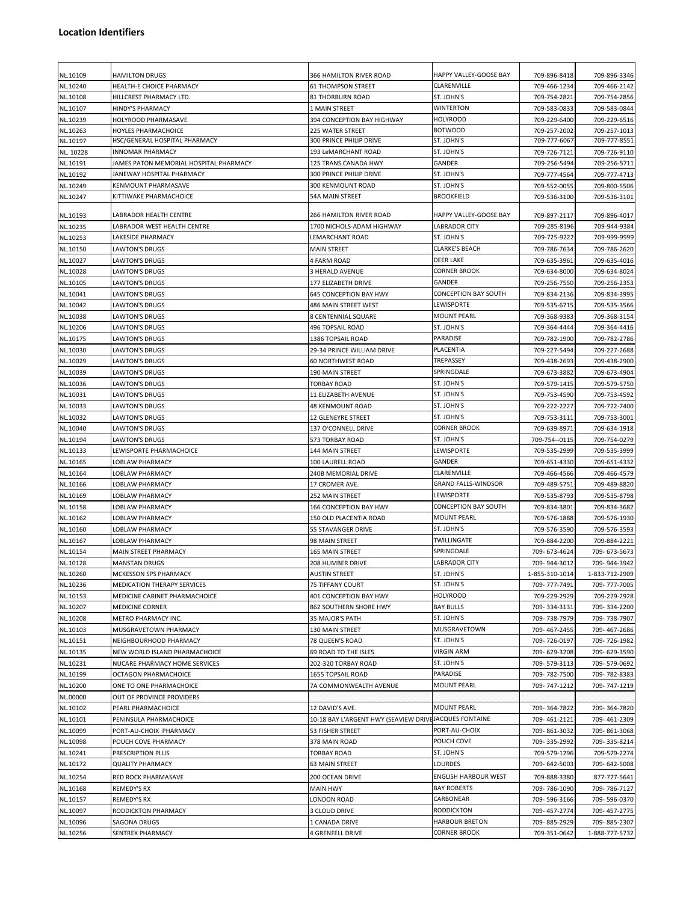## Location Identifiers

| | | | | | |
|---|---|---|---|---|---|
| NL.10109 | HAMILTON DRUGS | 366 HAMILTON RIVER ROAD | HAPPY VALLEY-GOOSE BAY | 709-896-8418 | 709-896-3346 |
| NL.10240 | HEALTH-E CHOICE PHARMACY | 61 THOMPSON STREET | CLARENVILLE | 709-466-1234 | 709-466-2142 |
| NL.10108 | HILLCREST PHARMACY LTD. | 81 THORBURN ROAD | ST. JOHN'S | 709-754-2821 | 709-754-2856 |
| NL.10107 | HINDY'S PHARMACY | 1 MAIN STREET | WINTERTON | 709-583-0833 | 709-583-0844 |
| NL.10239 | HOLYROOD PHARMASAVE | 394 CONCEPTION BAY HIGHWAY | HOLYROOD | 709-229-6400 | 709-229-6516 |
| NL.10263 | HOYLES PHARMACHOICE | 225 WATER STREET | BOTWOOD | 709-257-2002 | 709-257-1013 |
| NL.10197 | HSC/GENERAL HOSPITAL PHARMACY | 300 PRINCE PHILIP DRIVE | ST. JOHN'S | 709-777-6067 | 709-777-8551 |
| NL. 10228 | INNOMAR PHARMACY | 193 LeMARCHANT ROAD | ST. JOHN'S | 709-726-7121 | 709-726-9110 |
| NL.10191 | JAMES PATON MEMORIAL HOSPITAL PHARMACY | 125 TRANS CANADA HWY | GANDER | 709-256-5494 | 709-256-5711 |
| NL.10192 | JANEWAY HOSPITAL PHARMACY | 300 PRINCE PHILIP DRIVE | ST. JOHN'S | 709-777-4564 | 709-777-4713 |
| NL.10249 | KENMOUNT PHARMASAVE | 300 KENMOUNT ROAD | ST. JOHN'S | 709-552-0055 | 709-800-5506 |
| NL.10247 | KITTIWAKE PHARMACHOICE | 54A MAIN STREET | BROOKFIELD | 709-536-3100 | 709-536-3101 |
| NL.10193 | LABRADOR HEALTH CENTRE | 266 HAMILTON RIVER ROAD | HAPPY VALLEY-GOOSE BAY | 709-897-2117 | 709-896-4017 |
| NL.10235 | LABRADOR WEST HEALTH CENTRE | 1700 NICHOLS-ADAM HIGHWAY | LABRADOR CITY | 709-285-8196 | 709-944-9384 |
| NL.10253 | LAKESIDE PHARMACY | LEMARCHANT ROAD | ST. JOHN'S | 709-725-9222 | 709-999-9999 |
| NL.10150 | LAWTON'S DRUGS | MAIN STREET | CLARKE'S BEACH | 709-786-7634 | 709-786-2620 |
| NL.10027 | LAWTON'S DRUGS | 4 FARM ROAD | DEER LAKE | 709-635-3961 | 709-635-4016 |
| NL.10028 | LAWTON'S DRUGS | 3 HERALD AVENUE | CORNER BROOK | 709-634-8000 | 709-634-8024 |
| NL.10105 | LAWTON'S DRUGS | 177 ELIZABETH DRIVE | GANDER | 709-256-7550 | 709-256-2353 |
| NL.10041 | LAWTON'S DRUGS | 645 CONCEPTION BAY HWY | CONCEPTION BAY SOUTH | 709-834-2136 | 709-834-3995 |
| NL.10042 | LAWTON'S DRUGS | 486 MAIN STREET WEST | LEWISPORTE | 709-535-6715 | 709-535-3566 |
| NL.10038 | LAWTON'S DRUGS | 8 CENTENNIAL SQUARE | MOUNT PEARL | 709-368-9383 | 709-368-3154 |
| NL.10206 | LAWTON'S DRUGS | 496 TOPSAIL ROAD | ST. JOHN'S | 709-364-4444 | 709-364-4416 |
| NL.10175 | LAWTON'S DRUGS | 1386 TOPSAIL ROAD | PARADISE | 709-782-1900 | 709-782-2786 |
| NL.10030 | LAWTON'S DRUGS | 29-34 PRINCE WILLIAM DRIVE | PLACENTIA | 709-227-5494 | 709-227-2688 |
| NL.10029 | LAWTON'S DRUGS | 60 NORTHWEST ROAD | TREPASSEY | 709-438-2693 | 709-438-2900 |
| NL.10039 | LAWTON'S DRUGS | 190 MAIN STREET | SPRINGDALE | 709-673-3882 | 709-673-4904 |
| NL.10036 | LAWTON'S DRUGS | TORBAY ROAD | ST. JOHN'S | 709-579-1415 | 709-579-5750 |
| NL.10031 | LAWTON'S DRUGS | 11 ELIZABETH AVENUE | ST. JOHN'S | 709-753-4590 | 709-753-4592 |
| NL.10033 | LAWTON'S DRUGS | 48 KENMOUNT ROAD | ST. JOHN'S | 709-222-2227 | 709-722-7400 |
| NL.10032 | LAWTON'S DRUGS | 12 GLENEYRE STREET | ST. JOHN'S | 709-753-3111 | 709-753-3001 |
| NL.10040 | LAWTON'S DRUGS | 137 O'CONNELL DRIVE | CORNER BROOK | 709-639-8971 | 709-634-1918 |
| NL.10194 | LAWTON'S DRUGS | 573 TORBAY ROAD | ST. JOHN'S | 709-754--0115 | 709-754-0279 |
| NL.10133 | LEWISPORTE PHARMACHOICE | 144 MAIN STREET | LEWISPORTE | 709-535-2999 | 709-535-3999 |
| NL.10165 | LOBLAW PHARMACY | 100 LAURELL ROAD | GANDER | 709-651-4330 | 709-651-4332 |
| NL.10164 | LOBLAW PHARMACY | 240B MEMORIAL DRIVE | CLARENVILLE | 709-466-4566 | 709-466-4579 |
| NL.10166 | LOBLAW PHARMACY | 17 CROMER AVE. | GRAND FALLS-WINDSOR | 709-489-5751 | 709-489-8820 |
| NL.10169 | LOBLAW PHARMACY | 252 MAIN STREET | LEWISPORTE | 709-535-8793 | 709-535-8798 |
| NL.10158 | LOBLAW PHARMACY | 166 CONCEPTION BAY HWY | CONCEPTION BAY SOUTH | 709-834-3801 | 709-834-3682 |
| NL.10162 | LOBLAW PHARMACY | 150 OLD PLACENTIA ROAD | MOUNT PEARL | 709-576-1888 | 709-576-1930 |
| NL.10160 | LOBLAW PHARMACY | 55 STAVANGER DRIVE | ST. JOHN'S | 709-576-3590 | 709-576-3593 |
| NL.10167 | LOBLAW PHARMACY | 98 MAIN STREET | TWILLINGATE | 709-884-2200 | 709-884-2221 |
| NL.10154 | MAIN STREET PHARMACY | 165 MAIN STREET | SPRINGDALE | 709- 673-4624 | 709- 673-5673 |
| NL.10128 | MANSTAN DRUGS | 208 HUMBER DRIVE | LABRADOR CITY | 709- 944-3012 | 709- 944-3942 |
| NL.10260 | MCKESSON SPS PHARMACY | AUSTIN STREET | ST. JOHN'S | 1-855-310-1014 | 1-833-712-2909 |
| NL.10236 | MEDICATION THERAPY SERVICES | 75 TIFFANY COURT | ST. JOHN'S | 709- 777-7491 | 709- 777-7005 |
| NL.10153 | MEDICINE CABINET PHARMACHOICE | 401 CONCEPTION BAY HWY | HOLYROOD | 709-229-2929 | 709-229-2928 |
| NL.10207 | MEDICINE CORNER | 862 SOUTHERN SHORE HWY | BAY BULLS | 709- 334-3131 | 709- 334-2200 |
| NL.10208 | METRO PHARMACY INC. | 35 MAJOR'S PATH | ST. JOHN'S | 709- 738-7979 | 709- 738-7907 |
| NL.10103 | MUSGRAVETOWN PHARMACY | 130 MAIN STREET | MUSGRAVETOWN | 709- 467-2455 | 709- 467-2686 |
| NL.10151 | NEIGHBOURHOOD PHARMACY | 78 QUEEN'S ROAD | ST. JOHN'S | 709- 726-0197 | 709- 726-1982 |
| NL.10135 | NEW WORLD ISLAND PHARMACHOICE | 69 ROAD TO THE ISLES | VIRGIN ARM | 709- 629-3208 | 709- 629-3590 |
| NL.10231 | NUCARE PHARMACY HOME SERVICES | 202-320 TORBAY ROAD | ST. JOHN'S | 709- 579-3113 | 709- 579-0692 |
| NL.10199 | OCTAGON PHARMACHOICE | 1655 TOPSAIL ROAD | PARADISE | 709- 782-7500 | 709- 782-8383 |
| NL.10200 | ONE TO ONE PHARMACHOICE | 7A COMMONWEALTH AVENUE | MOUNT PEARL | 709- 747-1212 | 709- 747-1219 |
| NL.00000 | OUT OF PROVINCE PROVIDERS | | | | |
| NL.10102 | PEARL PHARMACHOICE | 12 DAVID'S AVE. | MOUNT PEARL | 709- 364-7822 | 709- 364-7820 |
| NL.10101 | PENINSULA PHARMACHOICE | 10-18 BAY L'ARGENT HWY (SEAVIEW DRIVE | JACQUES FONTAINE | 709- 461-2121 | 709- 461-2309 |
| NL.10099 | PORT-AU-CHOIX PHARMACY | 53 FISHER STREET | PORT-AU-CHOIX | 709- 861-3032 | 709- 861-3068 |
| NL.10098 | POUCH COVE PHARMACY | 378 MAIN ROAD | POUCH COVE | 709- 335-2992 | 709- 335-8214 |
| NL.10241 | PRESCRIPTION PLUS | TORBAY ROAD | ST. JOHN'S | 709-579-1296 | 709-579-2274 |
| NL.10172 | QUALITY PHARMACY | 63 MAIN STREET | LOURDES | 709- 642-5003 | 709- 642-5008 |
| NL.10254 | RED ROCK PHARMASAVE | 200 OCEAN DRIVE | ENGLISH HARBOUR WEST | 709-888-3380 | 877-777-5641 |
| NL.10168 | REMEDY'S RX | MAIN HWY | BAY ROBERTS | 709- 786-1090 | 709- 786-7127 |
| NL.10157 | REMEDY'S RX | LONDON ROAD | CARBONEAR | 709- 596-3166 | 709- 596-0370 |
| NL.10097 | RODDICKTON PHARMACY | 3 CLOUD DRIVE | RODDICKTON | 709- 457-2774 | 709- 457-2775 |
| NL.10096 | SAGONA DRUGS | 1 CANADA DRIVE | HARBOUR BRETON | 709- 885-2929 | 709- 885-2307 |
| NL.10256 | SENTREX PHARMACY | 4 GRENFELL DRIVE | CORNER BROOK | 709-351-0642 | 1-888-777-5732 |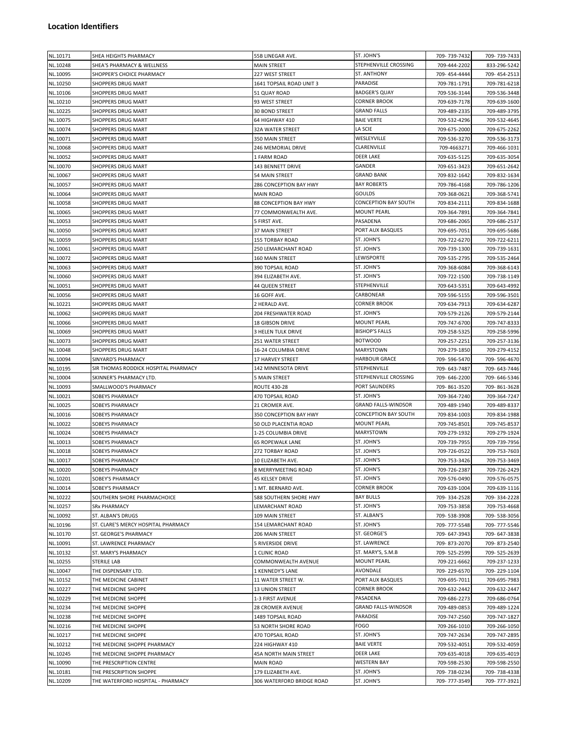## Location Identifiers

| | | | | | |
|---|---|---|---|---|---|
| NL.10171 | SHEA HEIGHTS PHARMACY | 55B LINEGAR AVE. | ST. JOHN'S | 709- 739-7432 | 709- 739-7433 |
| NL.10248 | SHEA'S PHARMACY & WELLNESS | MAIN STREET | STEPHENVILLE CROSSING | 709-444-2202 | 833-296-5242 |
| NL.10095 | SHOPPER'S CHOICE PHARMACY | 227 WEST STREET | ST. ANTHONY | 709- 454-4444 | 709- 454-2513 |
| NL.10250 | SHOPPERS DRUG MART | 1641 TOPSAIL ROAD UNIT 3 | PARADISE | 709-781-1791 | 709-781-6218 |
| NL.10106 | SHOPPERS DRUG MART | 51 QUAY ROAD | BADGER'S QUAY | 709-536-3144 | 709-536-3448 |
| NL.10210 | SHOPPERS DRUG MART | 93 WEST STREET | CORNER BROOK | 709-639-7178 | 709-639-1600 |
| NL.10225 | SHOPPERS DRUG MART | 30 BOND STREET | GRAND FALLS | 709-489-2335 | 709-489-3795 |
| NL.10075 | SHOPPERS DRUG MART | 64 HIGHWAY 410 | BAIE VERTE | 709-532-4296 | 709-532-4645 |
| NL.10074 | SHOPPERS DRUG MART | 32A WATER STREET | LA SCIE | 709-675-2000 | 709-675-2262 |
| NL.10071 | SHOPPERS DRUG MART | 350 MAIN STREET | WESLEYVILLE | 709-536-3270 | 709-536-3173 |
| NL.10068 | SHOPPERS DRUG MART | 246 MEMORIAL DRIVE | CLARENVILLE | 709-4663271 | 709-466-1031 |
| NL.10052 | SHOPPERS DRUG MART | 1 FARM ROAD | DEER LAKE | 709-635-5125 | 709-635-3054 |
| NL.10070 | SHOPPERS DRUG MART | 143 BENNETT DRIVE | GANDER | 709-651-3423 | 709-651-2642 |
| NL.10067 | SHOPPERS DRUG MART | 54 MAIN STREET | GRAND BANK | 709-832-1642 | 709-832-1634 |
| NL.10057 | SHOPPERS DRUG MART | 286 CONCEPTION BAY HWY | BAY ROBERTS | 709-786-4168 | 709-786-1206 |
| NL.10064 | SHOPPERS DRUG MART | MAIN ROAD | GOULDS | 709-368-0621 | 709-368-5741 |
| NL.10058 | SHOPPERS DRUG MART | 88 CONCEPTION BAY HWY | CONCEPTION BAY SOUTH | 709-834-2111 | 709-834-1688 |
| NL.10065 | SHOPPERS DRUG MART | 77 COMMONWEALTH AVE. | MOUNT PEARL | 709-364-7891 | 709-364-7841 |
| NL.10053 | SHOPPERS DRUG MART | 5 FIRST AVE. | PASADENA | 709-686-2065 | 709-686-2537 |
| NL.10050 | SHOPPERS DRUG MART | 37 MAIN STREET | PORT AUX BASQUES | 709-695-7051 | 709-695-5686 |
| NL.10059 | SHOPPERS DRUG MART | 155 TORBAY ROAD | ST. JOHN'S | 709-722-6270 | 709-722-6211 |
| NL.10061 | SHOPPERS DRUG MART | 250 LEMARCHANT ROAD | ST. JOHN'S | 709-739-1300 | 709-739-1631 |
| NL.10072 | SHOPPERS DRUG MART | 160 MAIN STREET | LEWISPORTE | 709-535-2795 | 709-535-2464 |
| NL.10063 | SHOPPERS DRUG MART | 390 TOPSAIL ROAD | ST. JOHN'S | 709-368-6084 | 709-368-6143 |
| NL.10060 | SHOPPERS DRUG MART | 394 ELIZABETH AVE. | ST. JOHN'S | 709-722-1500 | 709-738-1149 |
| NL.10051 | SHOPPERS DRUG MART | 44 QUEEN STREET | STEPHENVILLE | 709-643-5351 | 709-643-4992 |
| NL.10056 | SHOPPERS DRUG MART | 16 GOFF AVE. | CARBONEAR | 709-596-5155 | 709-596-3501 |
| NL.10221 | SHOPPERS DRUG MART | 2 HERALD AVE. | CORNER BROOK | 709-634-7913 | 709-634-6287 |
| NL.10062 | SHOPPERS DRUG MART | 204 FRESHWATER ROAD | ST. JOHN'S | 709-579-2126 | 709-579-2144 |
| NL.10066 | SHOPPERS DRUG MART | 18 GIBSON DRIVE | MOUNT PEARL | 709-747-6700 | 709-747-8333 |
| NL.10069 | SHOPPERS DRUG MART | 3 HELEN TULK DRIVE | BISHOP'S FALLS | 709-258-5325 | 709-258-5996 |
| NL.10073 | SHOPPERS DRUG MART | 251 WATER STREET | BOTWOOD | 709-257-2251 | 709-257-3136 |
| NL.10048 | SHOPPERS DRUG MART | 16-24 COLUMBIA DRIVE | MARYSTOWN | 709-279-1850 | 709-279-4152 |
| NL.10094 | SINYARD'S PHARMACY | 17 HARVEY STREET | HARBOUR GRACE | 709- 596-5470 | 709- 596-4670 |
| NL.10195 | SIR THOMAS RODDICK HOSPITAL PHARMACY | 142 MINNESOTA DRIVE | STEPHENVILLE | 709- 643-7487 | 709- 643-7446 |
| NL.10004 | SKINNER'S PHARMACY LTD. | 5 MAIN STREET | STEPHENVILLE CROSSING | 709- 646-2200 | 709- 646-5346 |
| NL.10093 | SMALLWOOD'S PHARMACY | ROUTE 430-28 | PORT SAUNDERS | 709- 861-3520 | 709- 861-3628 |
| NL.10021 | SOBEYS PHARMACY | 470 TOPSAIL ROAD | ST. JOHN'S | 709-364-7240 | 709-364-7247 |
| NL.10025 | SOBEYS PHARMACY | 21 CROMER AVE. | GRAND FALLS-WINDSOR | 709-489-1940 | 709-489-8337 |
| NL.10016 | SOBEYS PHARMACY | 350 CONCEPTION BAY HWY | CONCEPTION BAY SOUTH | 709-834-1003 | 709-834-1988 |
| NL.10022 | SOBEYS PHARMACY | 50 OLD PLACENTIA ROAD | MOUNT PEARL | 709-745-8501 | 709-745-8537 |
| NL.10024 | SOBEYS PHARMACY | 1-25 COLUMBIA DRIVE | MARYSTOWN | 709-279-1932 | 709-279-1924 |
| NL.10013 | SOBEYS PHARMACY | 65 ROPEWALK LANE | ST. JOHN'S | 709-739-7955 | 709-739-7956 |
| NL.10018 | SOBEYS PHARMACY | 272 TORBAY ROAD | ST. JOHN'S | 709-726-0522 | 709-753-7603 |
| NL.10017 | SOBEYS PHARMACY | 10 ELIZABETH AVE. | ST. JOHN'S | 709-753-3426 | 709-753-3469 |
| NL.10020 | SOBEYS PHARMACY | 8 MERRYMEETING ROAD | ST. JOHN'S | 709-726-2387 | 709-726-2429 |
| NL.10201 | SOBEY'S PHARMACY | 45 KELSEY DRIVE | ST. JOHN'S | 709-576-0490 | 709-576-0575 |
| NL.10014 | SOBEY'S PHARMACY | 1 MT. BERNARD AVE. | CORNER BROOK | 709-639-1004 | 709-639-1116 |
| NL.10222 | SOUTHERN SHORE PHARMACHOICE | 588 SOUTHERN SHORE HWY | BAY BULLS | 709- 334-2528 | 709- 334-2228 |
| NL.10257 | SRx PHARMACY | LEMARCHANT ROAD | ST. JOHN'S | 709-753-3858 | 709-753-4668 |
| NL.10092 | ST. ALBAN'S DRUGS | 109 MAIN STREET | ST. ALBAN'S | 709- 538-3908 | 709- 538-3056 |
| NL.10196 | ST. CLARE'S MERCY HOSPITAL PHARMACY | 154 LEMARCHANT ROAD | ST. JOHN'S | 709- 777-5548 | 709- 777-5546 |
| NL.10170 | ST. GEORGE'S PHARMACY | 206 MAIN STREET | ST. GEORGE'S | 709- 647-3943 | 709- 647-3838 |
| NL.10091 | ST. LAWRENCE PHARMACY | 5 RIVERSIDE DRIVE | ST. LAWRENCE | 709- 873-2070 | 709- 873-2540 |
| NL.10132 | ST. MARY'S PHARMACY | 1 CLINIC ROAD | ST. MARY'S, S.M.B | 709- 525-2599 | 709- 525-2639 |
| NL.10255 | STERILE LAB | COMMONWEALTH AVENUE | MOUNT PEARL | 709-221-6662 | 709-237-1233 |
| NL.10047 | THE DISPENSARY LTD. | 1 KENNEDY'S LANE | AVONDALE | 709- 229-6570 | 709- 229-1104 |
| NL.10152 | THE MEDICINE CABINET | 11 WATER STREET W. | PORT AUX BASQUES | 709-695-7011 | 709-695-7983 |
| NL.10227 | THE MEDICINE SHOPPE | 13 UNION STREET | CORNER BROOK | 709-632-2442 | 709-632-2447 |
| NL.10229 | THE MEDICINE SHOPPE | 1-3 FIRST AVENUE | PASADENA | 709-686-2273 | 709-686-0764 |
| NL.10234 | THE MEDICINE SHOPPE | 28 CROMER AVENUE | GRAND FALLS-WINDSOR | 709-489-0853 | 709-489-1224 |
| NL.10238 | THE MEDICINE SHOPPE | 1489 TOPSAIL ROAD | PARADISE | 709-747-2560 | 709-747-1827 |
| NL.10216 | THE MEDICINE SHOPPE | 53 NORTH SHORE ROAD | FOGO | 709-266-1010 | 709-266-1050 |
| NL.10217 | THE MEDICINE SHOPPE | 470 TOPSAIL ROAD | ST. JOHN'S | 709-747-2634 | 709-747-2895 |
| NL.10212 | THE MEDICINE SHOPPE PHARMACY | 224 HIGHWAY 410 | BAIE VERTE | 709-532-4051 | 709-532-4059 |
| NL.10245 | THE MEDICINE SHOPPE PHARMACY | 45A NORTH MAIN STREET | DEER LAKE | 709-635-4018 | 709-635-4019 |
| NL.10090 | THE PRESCRIPTION CENTRE | MAIN ROAD | WESTERN BAY | 709-598-2530 | 709-598-2550 |
| NL.10181 | THE PRESCRIPTION SHOPPE | 179 ELIZABETH AVE. | ST. JOHN'S | 709- 738-0234 | 709- 738-4338 |
| NL.10209 | THE WATERFORD HOSPITAL - PHARMACY | 306 WATERFORD BRIDGE ROAD | ST. JOHN'S | 709- 777-3549 | 709- 777-3921 |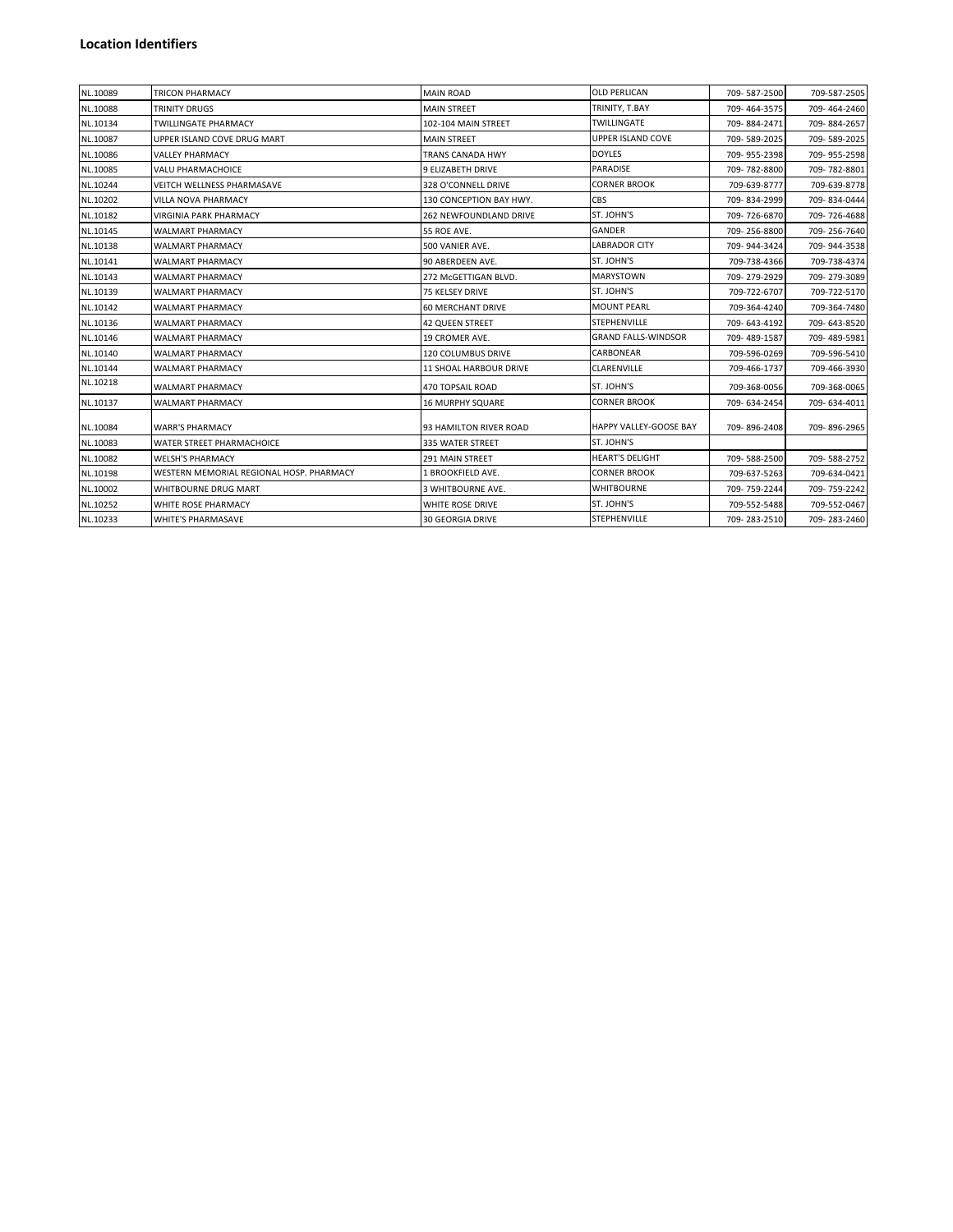**Location Identifiers**

| | | | | | |
|---|---|---|---|---|---|
| NL.10089 | TRICON PHARMACY | MAIN ROAD | OLD PERLICAN | 709- 587-2500 | 709-587-2505 |
| NL.10088 | TRINITY DRUGS | MAIN STREET | TRINITY, T.BAY | 709- 464-3575 | 709- 464-2460 |
| NL.10134 | TWILLINGATE PHARMACY | 102-104 MAIN STREET | TWILLINGATE | 709- 884-2471 | 709- 884-2657 |
| NL.10087 | UPPER ISLAND COVE DRUG MART | MAIN STREET | UPPER ISLAND COVE | 709- 589-2025 | 709- 589-2025 |
| NL.10086 | VALLEY PHARMACY | TRANS CANADA HWY | DOYLES | 709- 955-2398 | 709- 955-2598 |
| NL.10085 | VALU PHARMACHOICE | 9 ELIZABETH DRIVE | PARADISE | 709- 782-8800 | 709- 782-8801 |
| NL.10244 | VEITCH WELLNESS PHARMASAVE | 328 O'CONNELL DRIVE | CORNER BROOK | 709-639-8777 | 709-639-8778 |
| NL.10202 | VILLA NOVA PHARMACY | 130 CONCEPTION BAY HWY. | CBS | 709- 834-2999 | 709- 834-0444 |
| NL.10182 | VIRGINIA PARK PHARMACY | 262 NEWFOUNDLAND DRIVE | ST. JOHN'S | 709- 726-6870 | 709- 726-4688 |
| NL.10145 | WALMART PHARMACY | 55 ROE AVE. | GANDER | 709- 256-8800 | 709- 256-7640 |
| NL.10138 | WALMART PHARMACY | 500 VANIER AVE. | LABRADOR CITY | 709- 944-3424 | 709- 944-3538 |
| NL.10141 | WALMART PHARMACY | 90 ABERDEEN AVE. | ST. JOHN'S | 709-738-4366 | 709-738-4374 |
| NL.10143 | WALMART PHARMACY | 272 McGETTIGAN BLVD. | MARYSTOWN | 709- 279-2929 | 709- 279-3089 |
| NL.10139 | WALMART PHARMACY | 75 KELSEY DRIVE | ST. JOHN'S | 709-722-6707 | 709-722-5170 |
| NL.10142 | WALMART PHARMACY | 60 MERCHANT DRIVE | MOUNT PEARL | 709-364-4240 | 709-364-7480 |
| NL.10136 | WALMART PHARMACY | 42 QUEEN STREET | STEPHENVILLE | 709- 643-4192 | 709- 643-8520 |
| NL.10146 | WALMART PHARMACY | 19 CROMER AVE. | GRAND FALLS-WINDSOR | 709- 489-1587 | 709- 489-5981 |
| NL.10140 | WALMART PHARMACY | 120 COLUMBUS DRIVE | CARBONEAR | 709-596-0269 | 709-596-5410 |
| NL.10144 | WALMART PHARMACY | 11 SHOAL HARBOUR DRIVE | CLARENVILLE | 709-466-1737 | 709-466-3930 |
| NL.10218 | WALMART PHARMACY | 470 TOPSAIL ROAD | ST. JOHN'S | 709-368-0056 | 709-368-0065 |
| NL.10137 | WALMART PHARMACY | 16 MURPHY SQUARE | CORNER BROOK | 709- 634-2454 | 709- 634-4011 |
| NL.10084 | WARR'S PHARMACY | 93 HAMILTON RIVER ROAD | HAPPY VALLEY-GOOSE BAY | 709- 896-2408 | 709- 896-2965 |
| NL.10083 | WATER STREET PHARMACHOICE | 335 WATER STREET | ST. JOHN'S | | |
| NL.10082 | WELSH'S PHARMACY | 291 MAIN STREET | HEART'S DELIGHT | 709- 588-2500 | 709- 588-2752 |
| NL.10198 | WESTERN MEMORIAL REGIONAL HOSP. PHARMACY | 1 BROOKFIELD AVE. | CORNER BROOK | 709-637-5263 | 709-634-0421 |
| NL.10002 | WHITBOURNE DRUG MART | 3 WHITBOURNE AVE. | WHITBOURNE | 709- 759-2244 | 709- 759-2242 |
| NL.10252 | WHITE ROSE PHARMACY | WHITE ROSE DRIVE | ST. JOHN'S | 709-552-5488 | 709-552-0467 |
| NL.10233 | WHITE'S PHARMASAVE | 30 GEORGIA DRIVE | STEPHENVILLE | 709- 283-2510 | 709- 283-2460 |